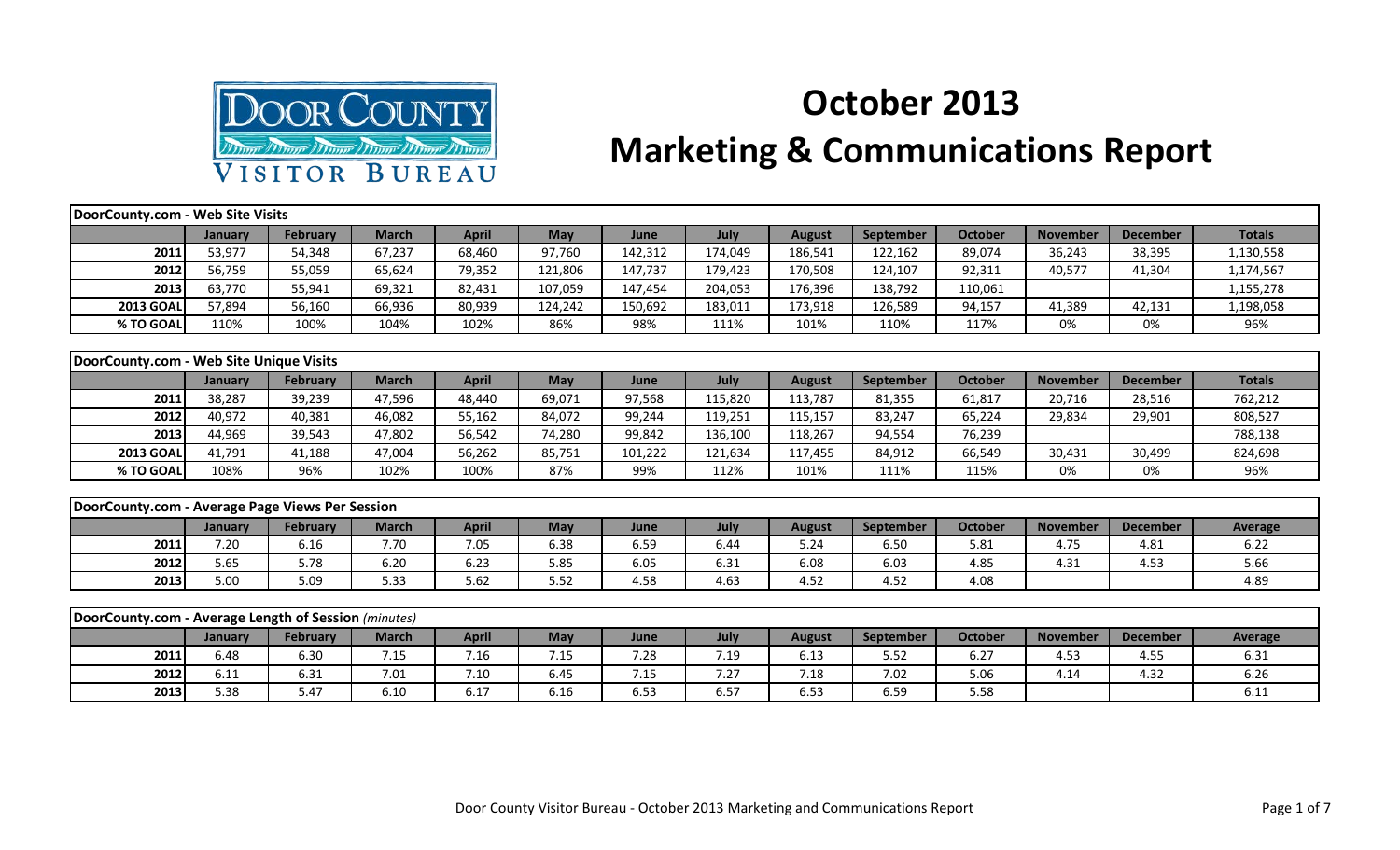# October 2013

# Marketing & Communications Report

| DoorCounty.com - Web Site Visits | | | | | | | | | | | | | |
|---|---|---|---|---|---|---|---|---|---|---|---|---|---|
| | January | February | March | April | May | June | July | August | September | October | November | December | Totals |
| 2011 | 53,977 | 54,348 | 67,237 | 68,460 | 97,760 | 142,312 | 174,049 | 186,541 | 122,162 | 89,074 | 36,243 | 38,395 | 1,130,558 |
| 2012 | 56,759 | 55,059 | 65,624 | 79,352 | 121,806 | 147,737 | 179,423 | 170,508 | 124,107 | 92,311 | 40,577 | 41,304 | 1,174,567 |
| 2013 | 63,770 | 55,941 | 69,321 | 82,431 | 107,059 | 147,454 | 204,053 | 176,396 | 138,792 | 110,061 | | | 1,155,278 |
| 2013 GOAL | 57,894 | 56,160 | 66,936 | 80,939 | 124,242 | 150,692 | 183,011 | 173,918 | 126,589 | 94,157 | 41,389 | 42,131 | 1,198,058 |
| % TO GOAL | 110% | 100% | 104% | 102% | 86% | 98% | 111% | 101% | 110% | 117% | 0% | 0% | 96% |

| DoorCounty.com - Web Site Unique Visits | | | | | | | | | | | | | |
|---|---|---|---|---|---|---|---|---|---|---|---|---|---|
| | January | February | March | April | May | June | July | August | September | October | November | December | Totals |
| 2011 | 38,287 | 39,239 | 47,596 | 48,440 | 69,071 | 97,568 | 115,820 | 113,787 | 81,355 | 61,817 | 20,716 | 28,516 | 762,212 |
| 2012 | 40,972 | 40,381 | 46,082 | 55,162 | 84,072 | 99,244 | 119,251 | 115,157 | 83,247 | 65,224 | 29,834 | 29,901 | 808,527 |
| 2013 | 44,969 | 39,543 | 47,802 | 56,542 | 74,280 | 99,842 | 136,100 | 118,267 | 94,554 | 76,239 | | | 788,138 |
| 2013 GOAL | 41,791 | 41,188 | 47,004 | 56,262 | 85,751 | 101,222 | 121,634 | 117,455 | 84,912 | 66,549 | 30,431 | 30,499 | 824,698 |
| % TO GOAL | 108% | 96% | 102% | 100% | 87% | 99% | 112% | 101% | 111% | 115% | 0% | 0% | 96% |

| DoorCounty.com - Average Page Views Per Session | | | | | | | | | | | | | |
|---|---|---|---|---|---|---|---|---|---|---|---|---|---|
| | January | February | March | April | May | June | July | August | September | October | November | December | Average |
| 2011 | 7.20 | 6.16 | 7.70 | 7.05 | 6.38 | 6.59 | 6.44 | 5.24 | 6.50 | 5.81 | 4.75 | 4.81 | 6.22 |
| 2012 | 5.65 | 5.78 | 6.20 | 6.23 | 5.85 | 6.05 | 6.31 | 6.08 | 6.03 | 4.85 | 4.31 | 4.53 | 5.66 |
| 2013 | 5.00 | 5.09 | 5.33 | 5.62 | 5.52 | 4.58 | 4.63 | 4.52 | 4.52 | 4.08 | | | 4.89 |

| DoorCounty.com - Average Length of Session *(minutes)* | | | | | | | | | | | | | |
|---|---|---|---|---|---|---|---|---|---|---|---|---|---|
| | January | February | March | April | May | June | July | August | September | October | November | December | Average |
| 2011 | 6.48 | 6.30 | 7.15 | 7.16 | 7.15 | 7.28 | 7.19 | 6.13 | 5.52 | 6.27 | 4.53 | 4.55 | 6.31 |
| 2012 | 6.11 | 6.31 | 7.01 | 7.10 | 6.45 | 7.15 | 7.27 | 7.18 | 7.02 | 5.06 | 4.14 | 4.32 | 6.26 |
| 2013 | 5.38 | 5.47 | 6.10 | 6.17 | 6.16 | 6.53 | 6.57 | 6.53 | 6.59 | 5.58 | | | 6.11 |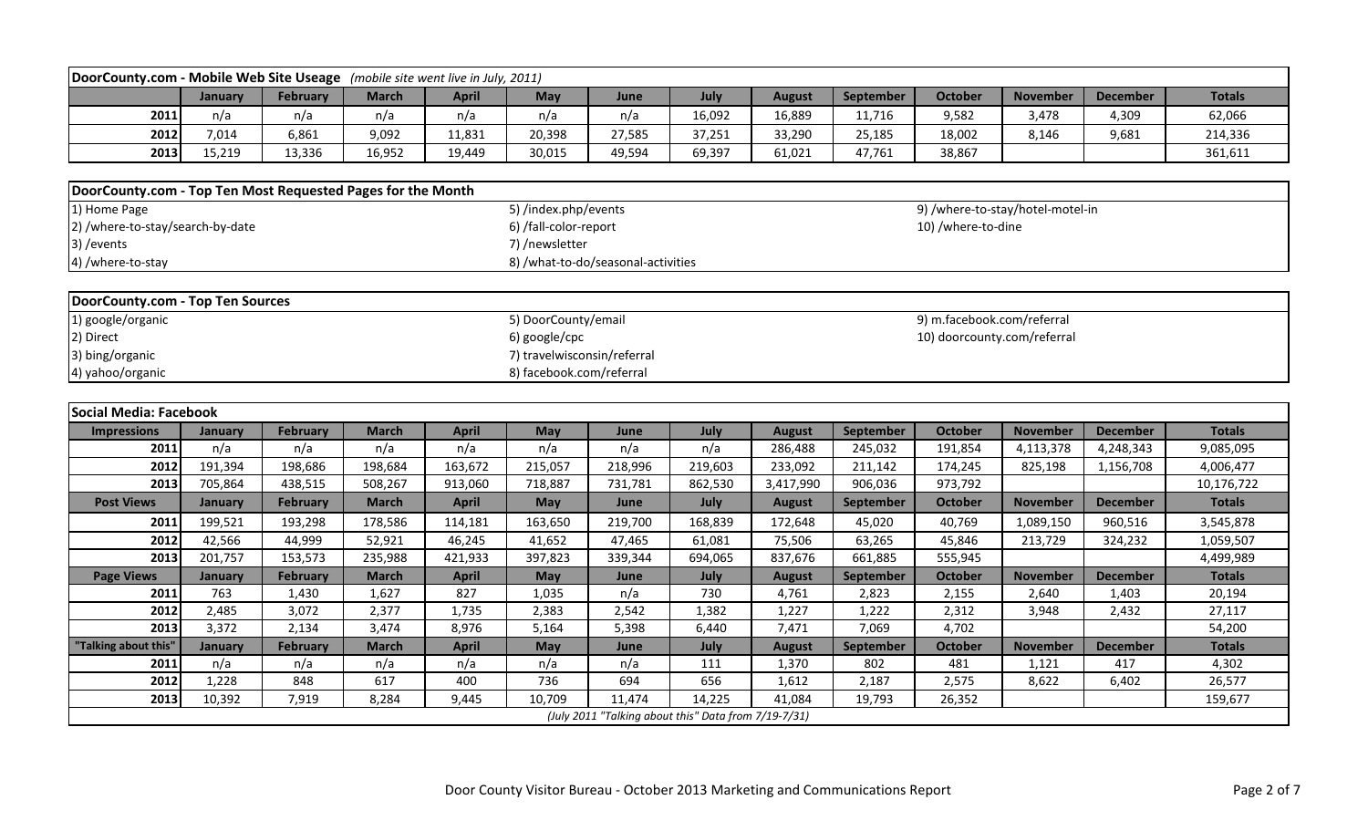**DoorCounty.com - Mobile Web Site Useage** *(mobile site went live in July, 2011)*

| | January | February | March | April | May | June | July | August | September | October | November | December | Totals |
|---|---|---|---|---|---|---|---|---|---|---|---|---|---|
| 2011 | n/a | n/a | n/a | n/a | n/a | n/a | 16,092 | 16,889 | 11,716 | 9,582 | 3,478 | 4,309 | 62,066 |
| 2012 | 7,014 | 6,861 | 9,092 | 11,831 | 20,398 | 27,585 | 37,251 | 33,290 | 25,185 | 18,002 | 8,146 | 9,681 | 214,336 |
| 2013 | 15,219 | 13,336 | 16,952 | 19,449 | 30,015 | 49,594 | 69,397 | 61,021 | 47,761 | 38,867 | | | 361,611 |

**DoorCounty.com - Top Ten Most Requested Pages for the Month**

1) Home Page
2) /where-to-stay/search-by-date
3) /events
4) /where-to-stay
5) /index.php/events
6) /fall-color-report
7) /newsletter
8) /what-to-do/seasonal-activities
9) /where-to-stay/hotel-motel-in
10) /where-to-dine

**DoorCounty.com - Top Ten Sources**

1) google/organic
2) Direct
3) bing/organic
4) yahoo/organic
5) DoorCounty/email
6) google/cpc
7) travelwisconsin/referral
8) facebook.com/referral
9) m.facebook.com/referral
10) doorcounty.com/referral

**Social Media: Facebook**

| Impressions | January | February | March | April | May | June | July | August | September | October | November | December | Totals |
|---|---|---|---|---|---|---|---|---|---|---|---|---|---|
| 2011 | n/a | n/a | n/a | n/a | n/a | n/a | n/a | 286,488 | 245,032 | 191,854 | 4,113,378 | 4,248,343 | 9,085,095 |
| 2012 | 191,394 | 198,686 | 198,684 | 163,672 | 215,057 | 218,996 | 219,603 | 233,092 | 211,142 | 174,245 | 825,198 | 1,156,708 | 4,006,477 |
| 2013 | 705,864 | 438,515 | 508,267 | 913,060 | 718,887 | 731,781 | 862,530 | 3,417,990 | 906,036 | 973,792 | | | 10,176,722 |
| **Post Views** | **January** | **February** | **March** | **April** | **May** | **June** | **July** | **August** | **September** | **October** | **November** | **December** | **Totals** |
| 2011 | 199,521 | 193,298 | 178,586 | 114,181 | 163,650 | 219,700 | 168,839 | 172,648 | 45,020 | 40,769 | 1,089,150 | 960,516 | 3,545,878 |
| 2012 | 42,566 | 44,999 | 52,921 | 46,245 | 41,652 | 47,465 | 61,081 | 75,506 | 63,265 | 45,846 | 213,729 | 324,232 | 1,059,507 |
| 2013 | 201,757 | 153,573 | 235,988 | 421,933 | 397,823 | 339,344 | 694,065 | 837,676 | 661,885 | 555,945 | | | 4,499,989 |
| **Page Views** | **January** | **February** | **March** | **April** | **May** | **June** | **July** | **August** | **September** | **October** | **November** | **December** | **Totals** |
| 2011 | 763 | 1,430 | 1,627 | 827 | 1,035 | n/a | 730 | 4,761 | 2,823 | 2,155 | 2,640 | 1,403 | 20,194 |
| 2012 | 2,485 | 3,072 | 2,377 | 1,735 | 2,383 | 2,542 | 1,382 | 1,227 | 1,222 | 2,312 | 3,948 | 2,432 | 27,117 |
| 2013 | 3,372 | 2,134 | 3,474 | 8,976 | 5,164 | 5,398 | 6,440 | 7,471 | 7,069 | 4,702 | | | 54,200 |
| **"Talking about this"** | **January** | **February** | **March** | **April** | **May** | **June** | **July** | **August** | **September** | **October** | **November** | **December** | **Totals** |
| 2011 | n/a | n/a | n/a | n/a | n/a | n/a | 111 | 1,370 | 802 | 481 | 1,121 | 417 | 4,302 |
| 2012 | 1,228 | 848 | 617 | 400 | 736 | 694 | 656 | 1,612 | 2,187 | 2,575 | 8,622 | 6,402 | 26,577 |
| 2013 | 10,392 | 7,919 | 8,284 | 9,445 | 10,709 | 11,474 | 14,225 | 41,084 | 19,793 | 26,352 | | | 159,677 |

*(July 2011 "Talking about this" Data from 7/19-7/31)*

Door County Visitor Bureau - October 2013 Marketing and Communications Report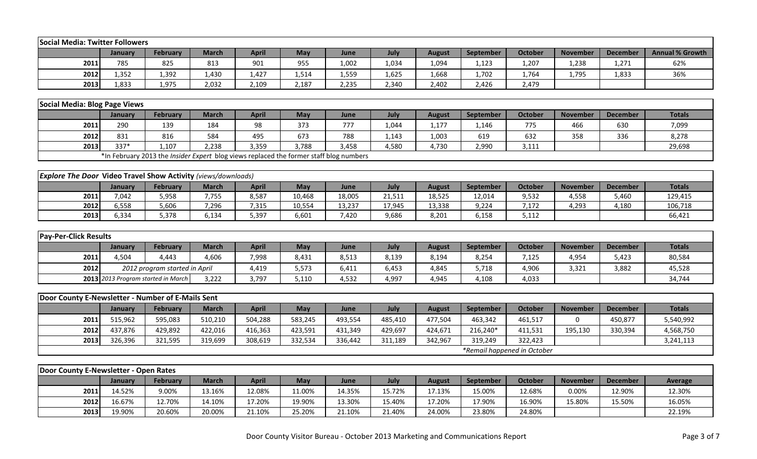| Social Media: Twitter Followers | | | | | | | | | | | | | |
|---|---|---|---|---|---|---|---|---|---|---|---|---|---|
| | January | February | March | April | May | June | July | August | September | October | November | December | Annual % Growth |
| 2011 | 785 | 825 | 813 | 901 | 955 | 1,002 | 1,034 | 1,094 | 1,123 | 1,207 | 1,238 | 1,271 | 62% |
| 2012 | 1,352 | 1,392 | 1,430 | 1,427 | 1,514 | 1,559 | 1,625 | 1,668 | 1,702 | 1,764 | 1,795 | 1,833 | 36% |
| 2013 | 1,833 | 1,975 | 2,032 | 2,109 | 2,187 | 2,235 | 2,340 | 2,402 | 2,426 | 2,479 | | | |

| Social Media: Blog Page Views | | | | | | | | | | | | | |
|---|---|---|---|---|---|---|---|---|---|---|---|---|---|
| | January | February | March | April | May | June | July | August | September | October | November | December | Totals |
| 2011 | 290 | 139 | 184 | 98 | 373 | 777 | 1,044 | 1,177 | 1,146 | 775 | 466 | 630 | 7,099 |
| 2012 | 831 | 816 | 584 | 495 | 673 | 788 | 1,143 | 1,003 | 619 | 632 | 358 | 336 | 8,278 |
| 2013 | 337* | 1,107 | 2,238 | 3,359 | 3,788 | 3,458 | 4,580 | 4,730 | 2,990 | 3,111 | | | 29,698 |
| | *In February 2013 the *Insider Expert* blog views replaced the former staff blog numbers | | | | | | | | | | | | |

| *Explore The Door* Video Travel Show Activity *(views/downloads)* | | | | | | | | | | | | | |
|---|---|---|---|---|---|---|---|---|---|---|---|---|---|
| | January | February | March | April | May | June | July | August | September | October | November | December | Totals |
| 2011 | 7,042 | 5,958 | 7,755 | 8,587 | 10,468 | 18,005 | 21,511 | 18,525 | 12,014 | 9,532 | 4,558 | 5,460 | 129,415 |
| 2012 | 6,558 | 5,606 | 7,296 | 7,315 | 10,554 | 13,237 | 17,945 | 13,338 | 9,224 | 7,172 | 4,293 | 4,180 | 106,718 |
| 2013 | 6,334 | 5,378 | 6,134 | 5,397 | 6,601 | 7,420 | 9,686 | 8,201 | 6,158 | 5,112 | | | 66,421 |

| Pay-Per-Click Results | | | | | | | | | | | | | |
|---|---|---|---|---|---|---|---|---|---|---|---|---|---|
| | January | February | March | April | May | June | July | August | September | October | November | December | Totals |
| 2011 | 4,504 | 4,443 | 4,606 | 7,998 | 8,431 | 8,513 | 8,139 | 8,194 | 8,254 | 7,125 | 4,954 | 5,423 | 80,584 |
| 2012 | *2012 program started in April* | | | 4,419 | 5,573 | 6,411 | 6,453 | 4,845 | 5,718 | 4,906 | 3,321 | 3,882 | 45,528 |
| 2013 | *2013 Program started in March* | | 3,222 | 3,797 | 5,110 | 4,532 | 4,997 | 4,945 | 4,108 | 4,033 | | | 34,744 |

| Door County E-Newsletter - Number of E-Mails Sent | | | | | | | | | | | | | |
|---|---|---|---|---|---|---|---|---|---|---|---|---|---|
| | January | February | March | April | May | June | July | August | September | October | November | December | Totals |
| 2011 | 515,962 | 595,083 | 510,210 | 504,288 | 583,245 | 493,554 | 485,410 | 477,504 | 463,342 | 461,517 | 0 | 450,877 | 5,540,992 |
| 2012 | 437,876 | 429,892 | 422,016 | 416,363 | 423,591 | 431,349 | 429,697 | 424,671 | 216,240* | 411,531 | 195,130 | 330,394 | 4,568,750 |
| 2013 | 326,396 | 321,595 | 319,699 | 308,619 | 332,534 | 336,442 | 311,189 | 342,967 | 319,249 | 322,423 | | | 3,241,113 |
| | | | | | | | | | *\*Remail happened in October* | | | | |

| Door County E-Newsletter - Open Rates | | | | | | | | | | | | | |
|---|---|---|---|---|---|---|---|---|---|---|---|---|---|
| | January | February | March | April | May | June | July | August | September | October | November | December | Average |
| 2011 | 14.52% | 9.00% | 13.16% | 12.08% | 11.00% | 14.35% | 15.72% | 17.13% | 15.00% | 12.68% | 0.00% | 12.90% | 12.30% |
| 2012 | 16.67% | 12.70% | 14.10% | 17.20% | 19.90% | 13.30% | 15.40% | 17.20% | 17.90% | 16.90% | 15.80% | 15.50% | 16.05% |
| 2013 | 19.90% | 20.60% | 20.00% | 21.10% | 25.20% | 21.10% | 21.40% | 24.00% | 23.80% | 24.80% | | | 22.19% |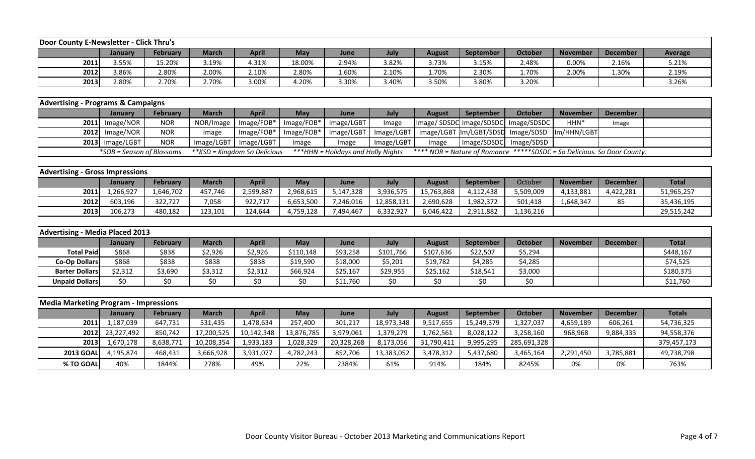| Door County E-Newsletter - Click Thru's | | | | | | | | | | | | | |
|---|---|---|---|---|---|---|---|---|---|---|---|---|---|
| | January | February | March | April | May | June | July | August | September | October | November | December | Average |
| 2011 | 3.55% | 15.20% | 3.19% | 4.31% | 18.00% | 2.94% | 3.82% | 3.73% | 3.15% | 2.48% | 0.00% | 2.16% | 5.21% |
| 2012 | 3.86% | 2.80% | 2.00% | 2.10% | 2.80% | 1.60% | 2.10% | 1.70% | 2.30% | 1.70% | 2.00% | 1.30% | 2.19% |
| 2013 | 2.80% | 2.70% | 2.70% | 3.00% | 4.20% | 3.30% | 3.40% | 3.50% | 3.80% | 3.20% | | | 3.26% |

| Advertising - Programs & Campaigns | | | | | | | | | | | | | |
|---|---|---|---|---|---|---|---|---|---|---|---|---|---|
| | January | February | March | April | May | June | July | August | September | October | November | December | |
| 2011 | Image/NOR | NOR | NOR/Image | Image/FOB* | Image/FOB* | Image/LGBT | Image | Image/ SDSDC | Image/SDSDC | Image/SDSDC | HHN* | Image | |
| 2012 | Image/NOR | NOR | Image | Image/FOB* | Image/FOB* | Image/LGBT | Image/LGBT | Image/LGBT | Im/LGBT/SDSD | Image/SDSD | Im/HHN/LGBT | | |
| 2013 | Image/LGBT | NOR | Image/LGBT | Image/LGBT | Image | Image | Image/LGBT | Image | Image/SDSDC | Image/SDSD | | | |
| | *SOB = Season of Blossoms | | **KSD = Kingdom So Delicious | | ***HHN = Holidays and Holly Nights | | | **** NOR = Nature of Romance | | *****SDSDC = So Delicious. So Door County. | | | |

| Advertising - Gross Impressions | | | | | | | | | | | | | |
|---|---|---|---|---|---|---|---|---|---|---|---|---|---|
| | January | February | March | April | May | June | July | August | September | October | November | December | Total |
| 2011 | 1,266,927 | 1,646,702 | 457,746 | 2,599,887 | 2,968,615 | 5,147,328 | 3,936,575 | 15,763,868 | 4,112,438 | 5,509,009 | 4,133,881 | 4,422,281 | 51,965,257 |
| 2012 | 603,196 | 322,727 | 7,058 | 922,717 | 6,653,500 | 7,246,016 | 12,858,131 | 2,690,628 | 1,982,372 | 501,418 | 1,648,347 | 85 | 35,436,195 |
| 2013 | 106,273 | 480,182 | 123,101 | 124,644 | 4,759,128 | 7,494,467 | 6,332,927 | 6,046,422 | 2,911,882 | 1,136,216 | | | 29,515,242 |

| Advertising - Media Placed 2013 | | | | | | | | | | | | | |
|---|---|---|---|---|---|---|---|---|---|---|---|---|---|
| | January | February | March | April | May | June | July | August | September | October | November | December | Total |
| Total Paid | $868 | $838 | $2,926 | $2,926 | $110,148 | $93,258 | $101,766 | $107,636 | $22,507 | $5,294 | | | $448,167 |
| Co-Op Dollars | $868 | $838 | $838 | $838 | $19,590 | $18,000 | $5,201 | $19,782 | $4,285 | $4,285 | | | $74,525 |
| Barter Dollars | $2,312 | $3,690 | $3,312 | $2,312 | $66,924 | $25,167 | $29,955 | $25,162 | $18,541 | $3,000 | | | $180,375 |
| Unpaid Dollars | $0 | $0 | $0 | $0 | $0 | $11,760 | $0 | $0 | $0 | $0 | | | $11,760 |

| Media Marketing Program - Impressions | | | | | | | | | | | | | |
|---|---|---|---|---|---|---|---|---|---|---|---|---|---|
| | January | February | March | April | May | June | July | August | September | October | November | December | Totals |
| 2011 | 1,187,039 | 647,731 | 531,435 | 1,478,634 | 257,400 | 301,217 | 18,973,348 | 9,517,655 | 15,249,379 | 1,327,037 | 4,659,189 | 606,261 | 54,736,325 |
| 2012 | 23,227,492 | 850,742 | 17,200,525 | 10,142,348 | 13,876,785 | 3,979,061 | 1,379,279 | 1,762,561 | 8,028,122 | 3,258,160 | 968,968 | 9,884,333 | 94,558,376 |
| 2013 | 1,670,178 | 8,638,771 | 10,208,354 | 1,933,183 | 1,028,329 | 20,328,268 | 8,173,056 | 31,790,411 | 9,995,295 | 285,691,328 | | | 379,457,173 |
| 2013 GOAL | 4,195,874 | 468,431 | 3,666,928 | 3,931,077 | 4,782,243 | 852,706 | 13,383,052 | 3,478,312 | 5,437,680 | 3,465,164 | 2,291,450 | 3,785,881 | 49,738,798 |
| % TO GOAL | 40% | 1844% | 278% | 49% | 22% | 2384% | 61% | 914% | 184% | 8245% | 0% | 0% | 763% |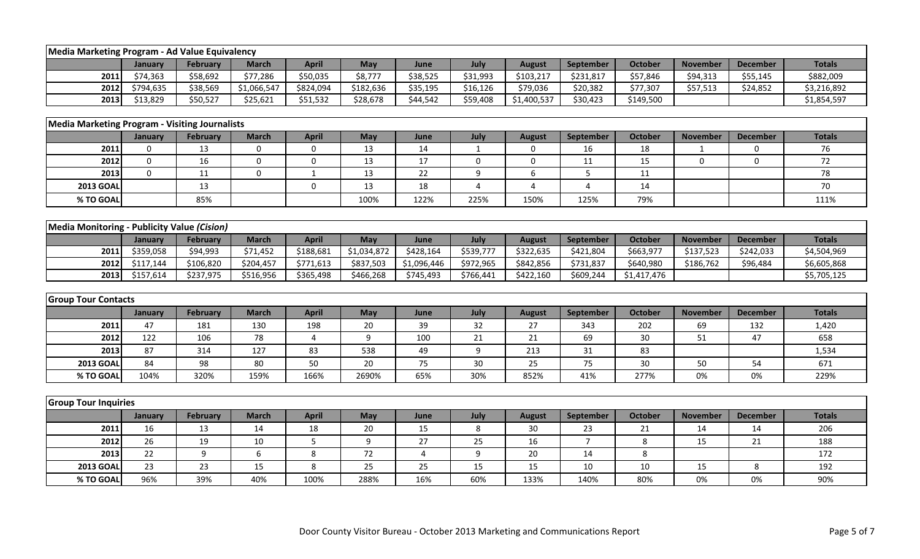| Media Marketing Program - Ad Value Equivalency | | | | | | | | | | | | | |
|---|---|---|---|---|---|---|---|---|---|---|---|---|---|
| | January | February | March | April | May | June | July | August | September | October | November | December | Totals |
| 2011 | $74,363 | $58,692 | $77,286 | $50,035 | $8,777 | $38,525 | $31,993 | $103,217 | $231,817 | $57,846 | $94,313 | $55,145 | $882,009 |
| 2012 | $794,635 | $38,569 | $1,066,547 | $824,094 | $182,636 | $35,195 | $16,126 | $79,036 | $20,382 | $77,307 | $57,513 | $24,852 | $3,216,892 |
| 2013 | $13,829 | $50,527 | $25,621 | $51,532 | $28,678 | $44,542 | $59,408 | $1,400,537 | $30,423 | $149,500 | | | $1,854,597 |

| Media Marketing Program - Visiting Journalists | | | | | | | | | | | | | |
|---|---|---|---|---|---|---|---|---|---|---|---|---|---|
| | January | February | March | April | May | June | July | August | September | October | November | December | Totals |
| 2011 | 0 | 13 | 0 | 0 | 13 | 14 | 1 | 0 | 16 | 18 | 1 | 0 | 76 |
| 2012 | 0 | 16 | 0 | 0 | 13 | 17 | 0 | 0 | 11 | 15 | 0 | 0 | 72 |
| 2013 | 0 | 11 | 0 | 1 | 13 | 22 | 9 | 6 | 5 | 11 | | | 78 |
| 2013 GOAL | | 13 | | 0 | 13 | 18 | 4 | 4 | 4 | 14 | | | 70 |
| % TO GOAL | | 85% | | | 100% | 122% | 225% | 150% | 125% | 79% | | | 111% |

| Media Monitoring - Publicity Value *(Cision)* | | | | | | | | | | | | | |
|---|---|---|---|---|---|---|---|---|---|---|---|---|---|
| | January | February | March | April | May | June | July | August | September | October | November | December | Totals |
| 2011 | $359,058 | $94,993 | $71,452 | $188,681 | $1,034,872 | $428,164 | $539,777 | $322,635 | $421,804 | $663,977 | $137,523 | $242,033 | $4,504,969 |
| 2012 | $117,144 | $106,820 | $204,457 | $771,613 | $837,503 | $1,096,446 | $972,965 | $842,856 | $731,837 | $640,980 | $186,762 | $96,484 | $6,605,868 |
| 2013 | $157,614 | $237,975 | $516,956 | $365,498 | $466,268 | $745,493 | $766,441 | $422,160 | $609,244 | $1,417,476 | | | $5,705,125 |

| Group Tour Contacts | | | | | | | | | | | | | |
|---|---|---|---|---|---|---|---|---|---|---|---|---|---|
| | January | February | March | April | May | June | July | August | September | October | November | December | Totals |
| 2011 | 47 | 181 | 130 | 198 | 20 | 39 | 32 | 27 | 343 | 202 | 69 | 132 | 1,420 |
| 2012 | 122 | 106 | 78 | 4 | 9 | 100 | 21 | 21 | 69 | 30 | 51 | 47 | 658 |
| 2013 | 87 | 314 | 127 | 83 | 538 | 49 | 9 | 213 | 31 | 83 | | | 1,534 |
| 2013 GOAL | 84 | 98 | 80 | 50 | 20 | 75 | 30 | 25 | 75 | 30 | 50 | 54 | 671 |
| % TO GOAL | 104% | 320% | 159% | 166% | 2690% | 65% | 30% | 852% | 41% | 277% | 0% | 0% | 229% |

| Group Tour Inquiries | | | | | | | | | | | | | |
|---|---|---|---|---|---|---|---|---|---|---|---|---|---|
| | January | February | March | April | May | June | July | August | September | October | November | December | Totals |
| 2011 | 16 | 13 | 14 | 18 | 20 | 15 | 8 | 30 | 23 | 21 | 14 | 14 | 206 |
| 2012 | 26 | 19 | 10 | 5 | 9 | 27 | 25 | 16 | 7 | 8 | 15 | 21 | 188 |
| 2013 | 22 | 9 | 6 | 8 | 72 | 4 | 9 | 20 | 14 | 8 | | | 172 |
| 2013 GOAL | 23 | 23 | 15 | 8 | 25 | 25 | 15 | 15 | 10 | 10 | 15 | 8 | 192 |
| % TO GOAL | 96% | 39% | 40% | 100% | 288% | 16% | 60% | 133% | 140% | 80% | 0% | 0% | 90% |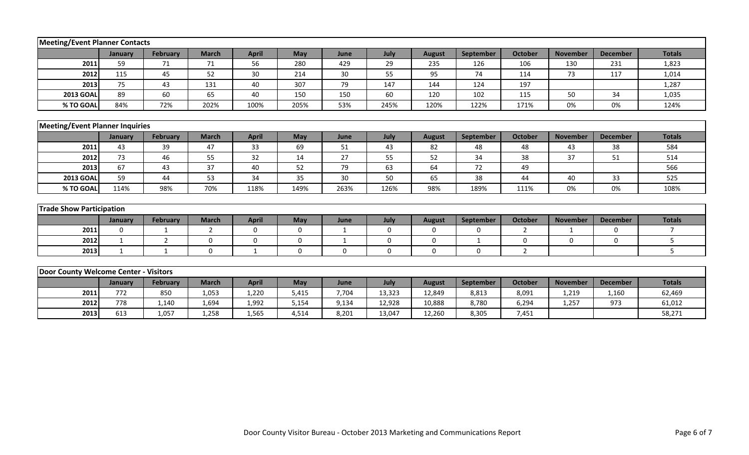| Meeting/Event Planner Contacts | | | | | | | | | | | | | |
|---|---|---|---|---|---|---|---|---|---|---|---|---|---|
| | January | February | March | April | May | June | July | August | September | October | November | December | Totals |
| 2011 | 59 | 71 | 71 | 56 | 280 | 429 | 29 | 235 | 126 | 106 | 130 | 231 | 1,823 |
| 2012 | 115 | 45 | 52 | 30 | 214 | 30 | 55 | 95 | 74 | 114 | 73 | 117 | 1,014 |
| 2013 | 75 | 43 | 131 | 40 | 307 | 79 | 147 | 144 | 124 | 197 | | | 1,287 |
| 2013 GOAL | 89 | 60 | 65 | 40 | 150 | 150 | 60 | 120 | 102 | 115 | 50 | 34 | 1,035 |
| % TO GOAL | 84% | 72% | 202% | 100% | 205% | 53% | 245% | 120% | 122% | 171% | 0% | 0% | 124% |

| Meeting/Event Planner Inquiries | | | | | | | | | | | | | |
|---|---|---|---|---|---|---|---|---|---|---|---|---|---|
| | January | February | March | April | May | June | July | August | September | October | November | December | Totals |
| 2011 | 43 | 39 | 47 | 33 | 69 | 51 | 43 | 82 | 48 | 48 | 43 | 38 | 584 |
| 2012 | 73 | 46 | 55 | 32 | 14 | 27 | 55 | 52 | 34 | 38 | 37 | 51 | 514 |
| 2013 | 67 | 43 | 37 | 40 | 52 | 79 | 63 | 64 | 72 | 49 | | | 566 |
| 2013 GOAL | 59 | 44 | 53 | 34 | 35 | 30 | 50 | 65 | 38 | 44 | 40 | 33 | 525 |
| % TO GOAL | 114% | 98% | 70% | 118% | 149% | 263% | 126% | 98% | 189% | 111% | 0% | 0% | 108% |

| Trade Show Participation | | | | | | | | | | | | | |
|---|---|---|---|---|---|---|---|---|---|---|---|---|---|
| | January | February | March | April | May | June | July | August | September | October | November | December | Totals |
| 2011 | 0 | 1 | 2 | 0 | 0 | 1 | 0 | 0 | 0 | 2 | 1 | 0 | 7 |
| 2012 | 1 | 2 | 0 | 0 | 0 | 1 | 0 | 0 | 1 | 0 | 0 | 0 | 5 |
| 2013 | 1 | 1 | 0 | 1 | 0 | 0 | 0 | 0 | 0 | 2 | | | 5 |

| Door County Welcome Center - Visitors | | | | | | | | | | | | | |
|---|---|---|---|---|---|---|---|---|---|---|---|---|---|
| | January | February | March | April | May | June | July | August | September | October | November | December | Totals |
| 2011 | 772 | 850 | 1,053 | 1,220 | 5,415 | 7,704 | 13,323 | 12,849 | 8,813 | 8,091 | 1,219 | 1,160 | 62,469 |
| 2012 | 778 | 1,140 | 1,694 | 1,992 | 5,154 | 9,134 | 12,928 | 10,888 | 8,780 | 6,294 | 1,257 | 973 | 61,012 |
| 2013 | 613 | 1,057 | 1,258 | 1,565 | 4,514 | 8,201 | 13,047 | 12,260 | 8,305 | 7,451 | | | 58,271 |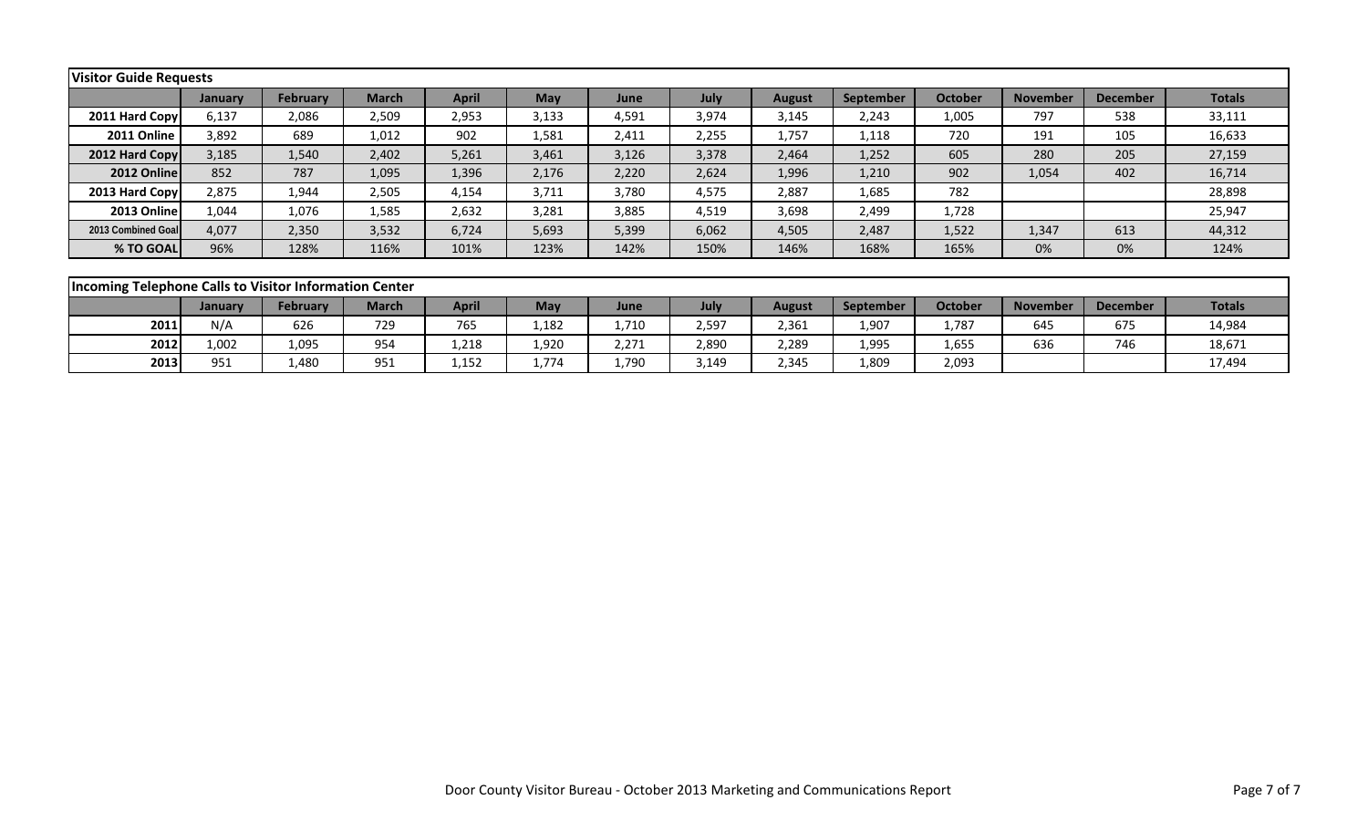| Visitor Guide Requests | | | | | | | | | | | | | |
|---|---|---|---|---|---|---|---|---|---|---|---|---|---|
| | **January** | **February** | **March** | **April** | **May** | **June** | **July** | **August** | **September** | **October** | **November** | **December** | **Totals** |
| **2011 Hard Copy** | 6,137 | 2,086 | 2,509 | 2,953 | 3,133 | 4,591 | 3,974 | 3,145 | 2,243 | 1,005 | 797 | 538 | 33,111 |
| **2011 Online** | 3,892 | 689 | 1,012 | 902 | 1,581 | 2,411 | 2,255 | 1,757 | 1,118 | 720 | 191 | 105 | 16,633 |
| **2012 Hard Copy** | 3,185 | 1,540 | 2,402 | 5,261 | 3,461 | 3,126 | 3,378 | 2,464 | 1,252 | 605 | 280 | 205 | 27,159 |
| **2012 Online** | 852 | 787 | 1,095 | 1,396 | 2,176 | 2,220 | 2,624 | 1,996 | 1,210 | 902 | 1,054 | 402 | 16,714 |
| **2013 Hard Copy** | 2,875 | 1,944 | 2,505 | 4,154 | 3,711 | 3,780 | 4,575 | 2,887 | 1,685 | 782 | | | 28,898 |
| **2013 Online** | 1,044 | 1,076 | 1,585 | 2,632 | 3,281 | 3,885 | 4,519 | 3,698 | 2,499 | 1,728 | | | 25,947 |
| **2013 Combined Goal** | 4,077 | 2,350 | 3,532 | 6,724 | 5,693 | 5,399 | 6,062 | 4,505 | 2,487 | 1,522 | 1,347 | 613 | 44,312 |
| **% TO GOAL** | 96% | 128% | 116% | 101% | 123% | 142% | 150% | 146% | 168% | 165% | 0% | 0% | 124% |

| Incoming Telephone Calls to Visitor Information Center | | | | | | | | | | | | | |
|---|---|---|---|---|---|---|---|---|---|---|---|---|---|
| | **January** | **February** | **March** | **April** | **May** | **June** | **July** | **August** | **September** | **October** | **November** | **December** | **Totals** |
| **2011** | N/A | 626 | 729 | 765 | 1,182 | 1,710 | 2,597 | 2,361 | 1,907 | 1,787 | 645 | 675 | 14,984 |
| **2012** | 1,002 | 1,095 | 954 | 1,218 | 1,920 | 2,271 | 2,890 | 2,289 | 1,995 | 1,655 | 636 | 746 | 18,671 |
| **2013** | 951 | 1,480 | 951 | 1,152 | 1,774 | 1,790 | 3,149 | 2,345 | 1,809 | 2,093 | | | 17,494 |